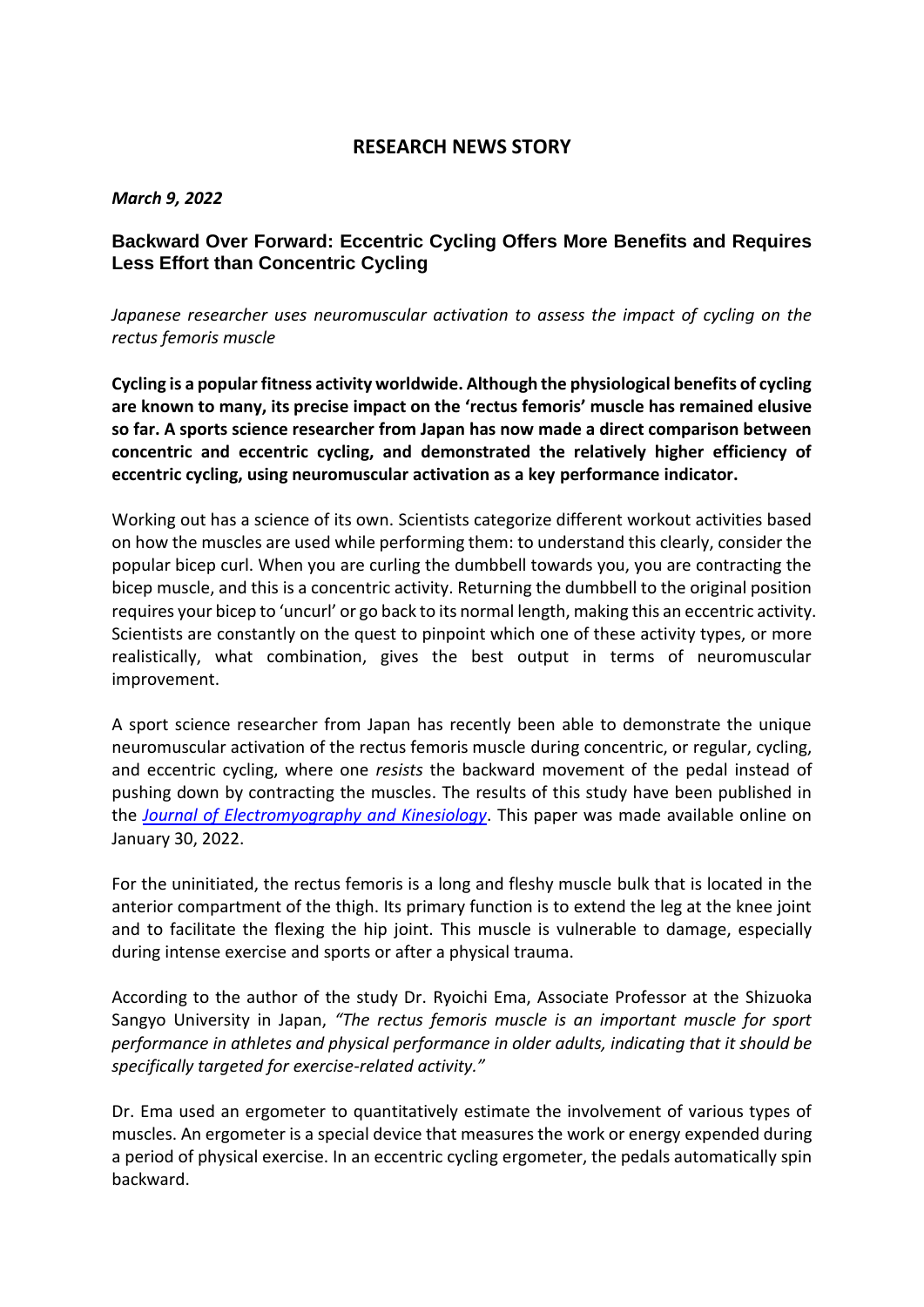# RESEARCH NEWS STORY

***March 9, 2022***

## Backward Over Forward: Eccentric Cycling Offers More Benefits and Requires Less Effort than Concentric Cycling

*Japanese researcher uses neuromuscular activation to assess the impact of cycling on the rectus femoris muscle*

**Cycling is a popular fitness activity worldwide. Although the physiological benefits of cycling are known to many, its precise impact on the 'rectus femoris' muscle has remained elusive so far. A sports science researcher from Japan has now made a direct comparison between concentric and eccentric cycling, and demonstrated the relatively higher efficiency of eccentric cycling, using neuromuscular activation as a key performance indicator.**

Working out has a science of its own. Scientists categorize different workout activities based on how the muscles are used while performing them: to understand this clearly, consider the popular bicep curl. When you are curling the dumbbell towards you, you are contracting the bicep muscle, and this is a concentric activity. Returning the dumbbell to the original position requires your bicep to 'uncurl' or go back to its normal length, making this an eccentric activity. Scientists are constantly on the quest to pinpoint which one of these activity types, or more realistically, what combination, gives the best output in terms of neuromuscular improvement.

A sport science researcher from Japan has recently been able to demonstrate the unique neuromuscular activation of the rectus femoris muscle during concentric, or regular, cycling, and eccentric cycling, where one *resists* the backward movement of the pedal instead of pushing down by contracting the muscles. The results of this study have been published in the *Journal of Electromyography and Kinesiology*. This paper was made available online on January 30, 2022.

For the uninitiated, the rectus femoris is a long and fleshy muscle bulk that is located in the anterior compartment of the thigh. Its primary function is to extend the leg at the knee joint and to facilitate the flexing the hip joint. This muscle is vulnerable to damage, especially during intense exercise and sports or after a physical trauma.

According to the author of the study Dr. Ryoichi Ema, Associate Professor at the Shizuoka Sangyo University in Japan, *"The rectus femoris muscle is an important muscle for sport performance in athletes and physical performance in older adults, indicating that it should be specifically targeted for exercise-related activity."*

Dr. Ema used an ergometer to quantitatively estimate the involvement of various types of muscles. An ergometer is a special device that measures the work or energy expended during a period of physical exercise. In an eccentric cycling ergometer, the pedals automatically spin backward.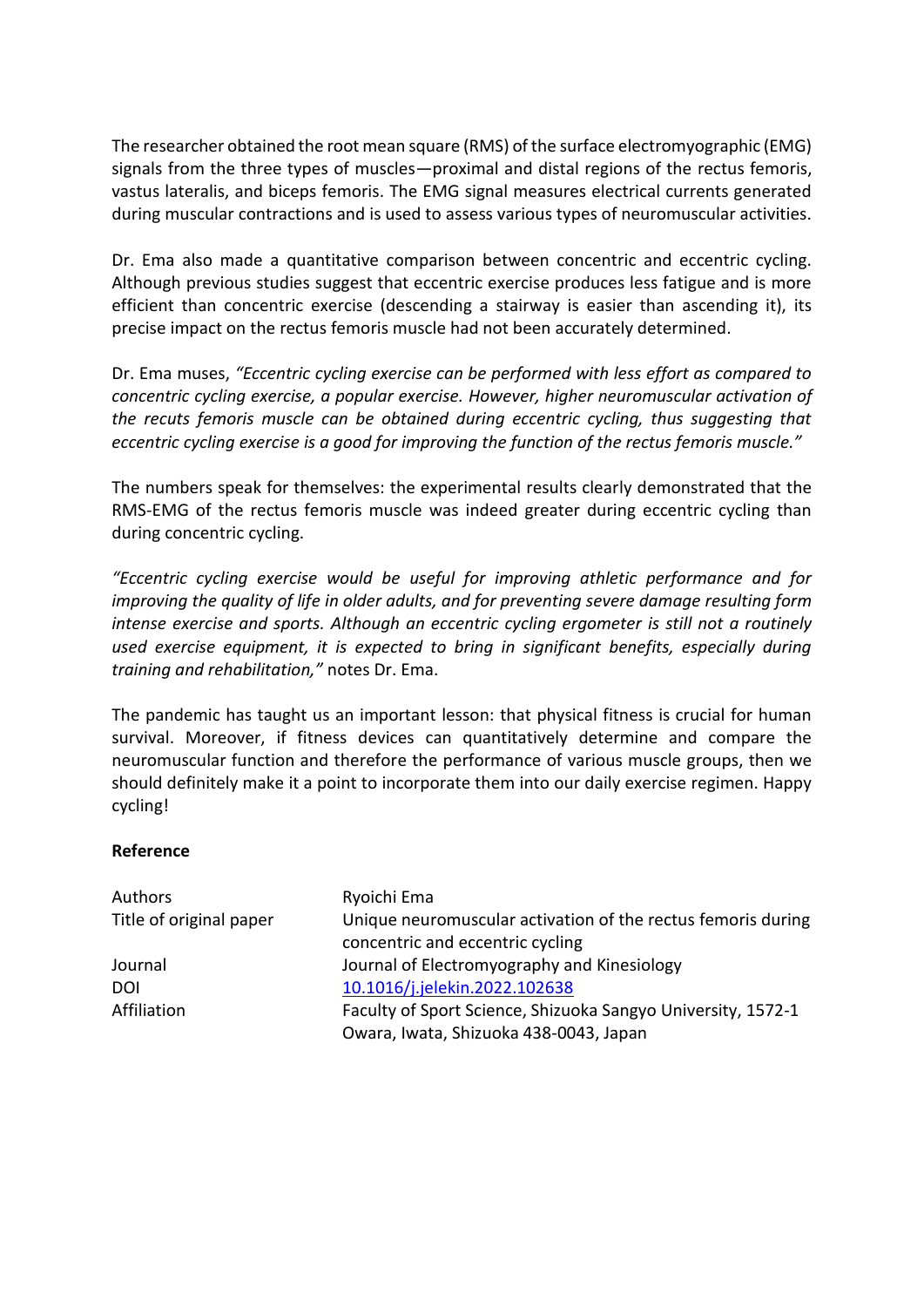The researcher obtained the root mean square (RMS) of the surface electromyographic (EMG) signals from the three types of muscles—proximal and distal regions of the rectus femoris, vastus lateralis, and biceps femoris. The EMG signal measures electrical currents generated during muscular contractions and is used to assess various types of neuromuscular activities.

Dr. Ema also made a quantitative comparison between concentric and eccentric cycling. Although previous studies suggest that eccentric exercise produces less fatigue and is more efficient than concentric exercise (descending a stairway is easier than ascending it), its precise impact on the rectus femoris muscle had not been accurately determined.

Dr. Ema muses, *"Eccentric cycling exercise can be performed with less effort as compared to concentric cycling exercise, a popular exercise. However, higher neuromuscular activation of the recuts femoris muscle can be obtained during eccentric cycling, thus suggesting that eccentric cycling exercise is a good for improving the function of the rectus femoris muscle."*

The numbers speak for themselves: the experimental results clearly demonstrated that the RMS-EMG of the rectus femoris muscle was indeed greater during eccentric cycling than during concentric cycling.

*"Eccentric cycling exercise would be useful for improving athletic performance and for improving the quality of life in older adults, and for preventing severe damage resulting form intense exercise and sports. Although an eccentric cycling ergometer is still not a routinely used exercise equipment, it is expected to bring in significant benefits, especially during training and rehabilitation,"* notes Dr. Ema.

The pandemic has taught us an important lesson: that physical fitness is crucial for human survival. Moreover, if fitness devices can quantitatively determine and compare the neuromuscular function and therefore the performance of various muscle groups, then we should definitely make it a point to incorporate them into our daily exercise regimen. Happy cycling!

**Reference**

| | |
|---|---|
| Authors | Ryoichi Ema |
| Title of original paper | Unique neuromuscular activation of the rectus femoris during concentric and eccentric cycling |
| Journal | Journal of Electromyography and Kinesiology |
| DOI | [10.1016/j.jelekin.2022.102638](https://doi.org/10.1016/j.jelekin.2022.102638) |
| Affiliation | Faculty of Sport Science, Shizuoka Sangyo University, 1572-1 Owara, Iwata, Shizuoka 438-0043, Japan |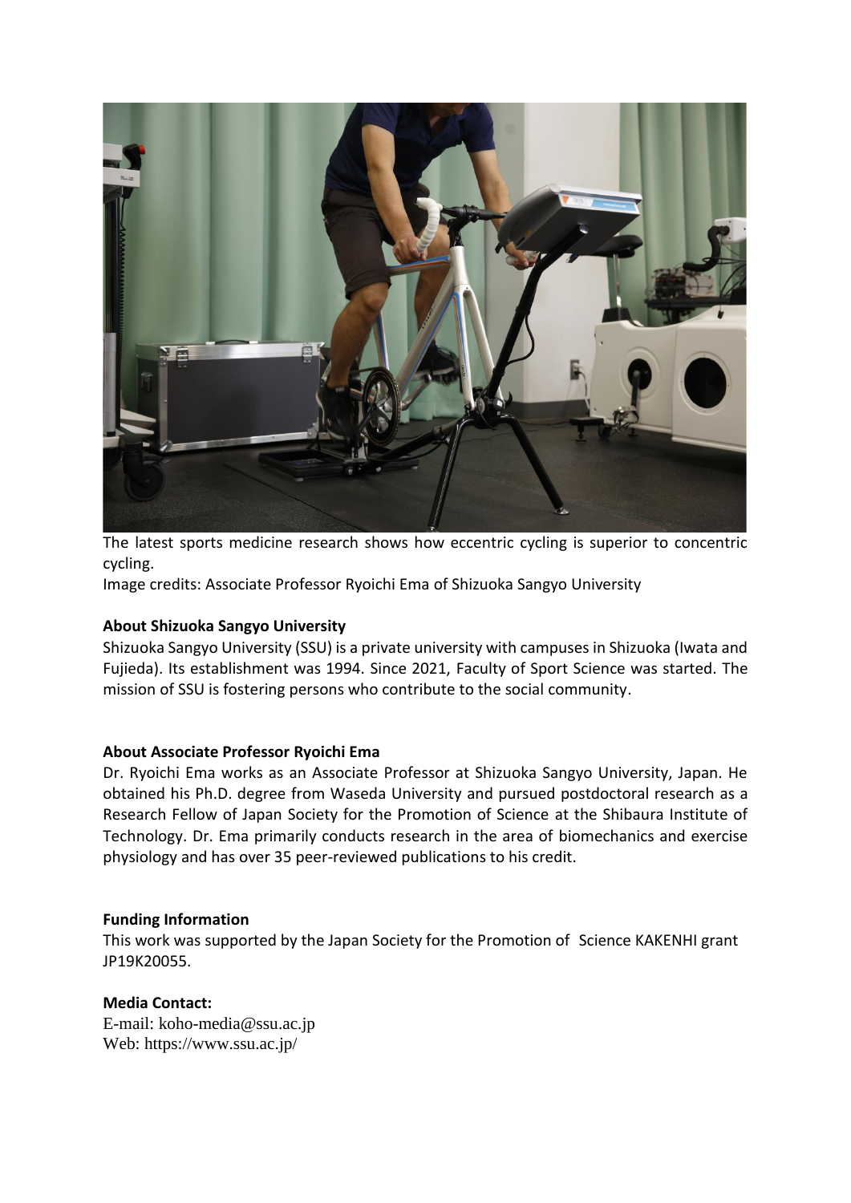The latest sports medicine research shows how eccentric cycling is superior to concentric cycling.

Image credits: Associate Professor Ryoichi Ema of Shizuoka Sangyo University

**About Shizuoka Sangyo University**

Shizuoka Sangyo University (SSU) is a private university with campuses in Shizuoka (Iwata and Fujieda). Its establishment was 1994. Since 2021, Faculty of Sport Science was started. The mission of SSU is fostering persons who contribute to the social community.

**About Associate Professor Ryoichi Ema**

Dr. Ryoichi Ema works as an Associate Professor at Shizuoka Sangyo University, Japan. He obtained his Ph.D. degree from Waseda University and pursued postdoctoral research as a Research Fellow of Japan Society for the Promotion of Science at the Shibaura Institute of Technology. Dr. Ema primarily conducts research in the area of biomechanics and exercise physiology and has over 35 peer-reviewed publications to his credit.

**Funding Information**

This work was supported by the Japan Society for the Promotion of Science KAKENHI grant JP19K20055.

**Media Contact:**

E-mail: koho-media@ssu.ac.jp

Web: https://www.ssu.ac.jp/